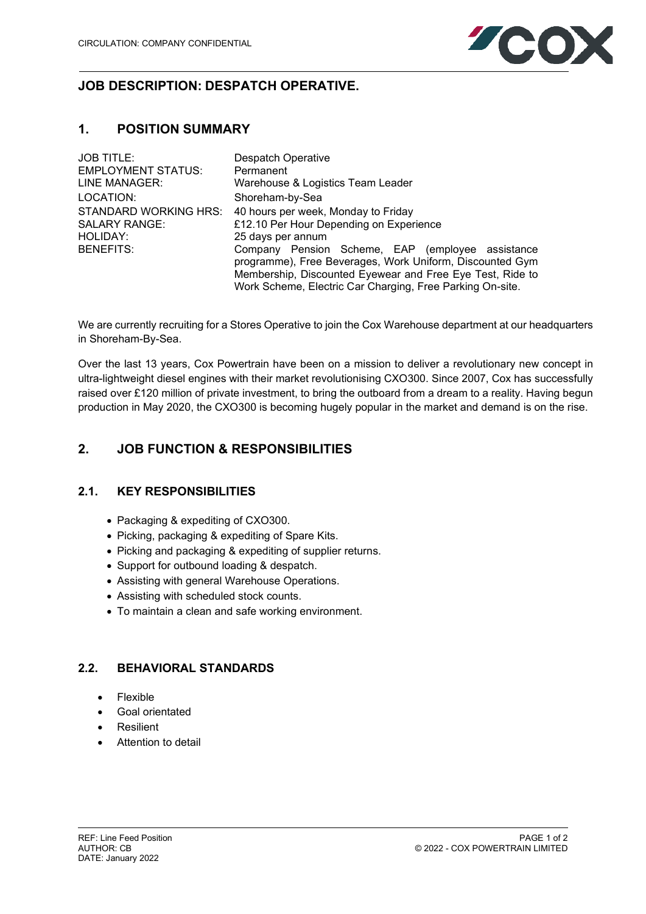## JOB DESCRIPTION: DESPATCH OPERATIVE.

## 1. POSITION SUMMARY

| | |
|---|---|
| JOB TITLE: | Despatch Operative |
| EMPLOYMENT STATUS: | Permanent |
| LINE MANAGER: | Warehouse & Logistics Team Leader |
| LOCATION: | Shoreham-by-Sea |
| STANDARD WORKING HRS: | 40 hours per week, Monday to Friday |
| SALARY RANGE: | £12.10 Per Hour Depending on Experience |
| HOLIDAY: | 25 days per annum |
| BENEFITS: | Company Pension Scheme, EAP (employee assistance programme), Free Beverages, Work Uniform, Discounted Gym Membership, Discounted Eyewear and Free Eye Test, Ride to Work Scheme, Electric Car Charging, Free Parking On-site. |

We are currently recruiting for a Stores Operative to join the Cox Warehouse department at our headquarters in Shoreham-By-Sea.

Over the last 13 years, Cox Powertrain have been on a mission to deliver a revolutionary new concept in ultra-lightweight diesel engines with their market revolutionising CXO300. Since 2007, Cox has successfully raised over £120 million of private investment, to bring the outboard from a dream to a reality. Having begun production in May 2020, the CXO300 is becoming hugely popular in the market and demand is on the rise.

## 2. JOB FUNCTION & RESPONSIBILITIES

### 2.1. KEY RESPONSIBILITIES

- Packaging & expediting of CXO300.
- Picking, packaging & expediting of Spare Kits.
- Picking and packaging & expediting of supplier returns.
- Support for outbound loading & despatch.
- Assisting with general Warehouse Operations.
- Assisting with scheduled stock counts.
- To maintain a clean and safe working environment.

### 2.2. BEHAVIORAL STANDARDS

- Flexible
- Goal orientated
- Resilient
- Attention to detail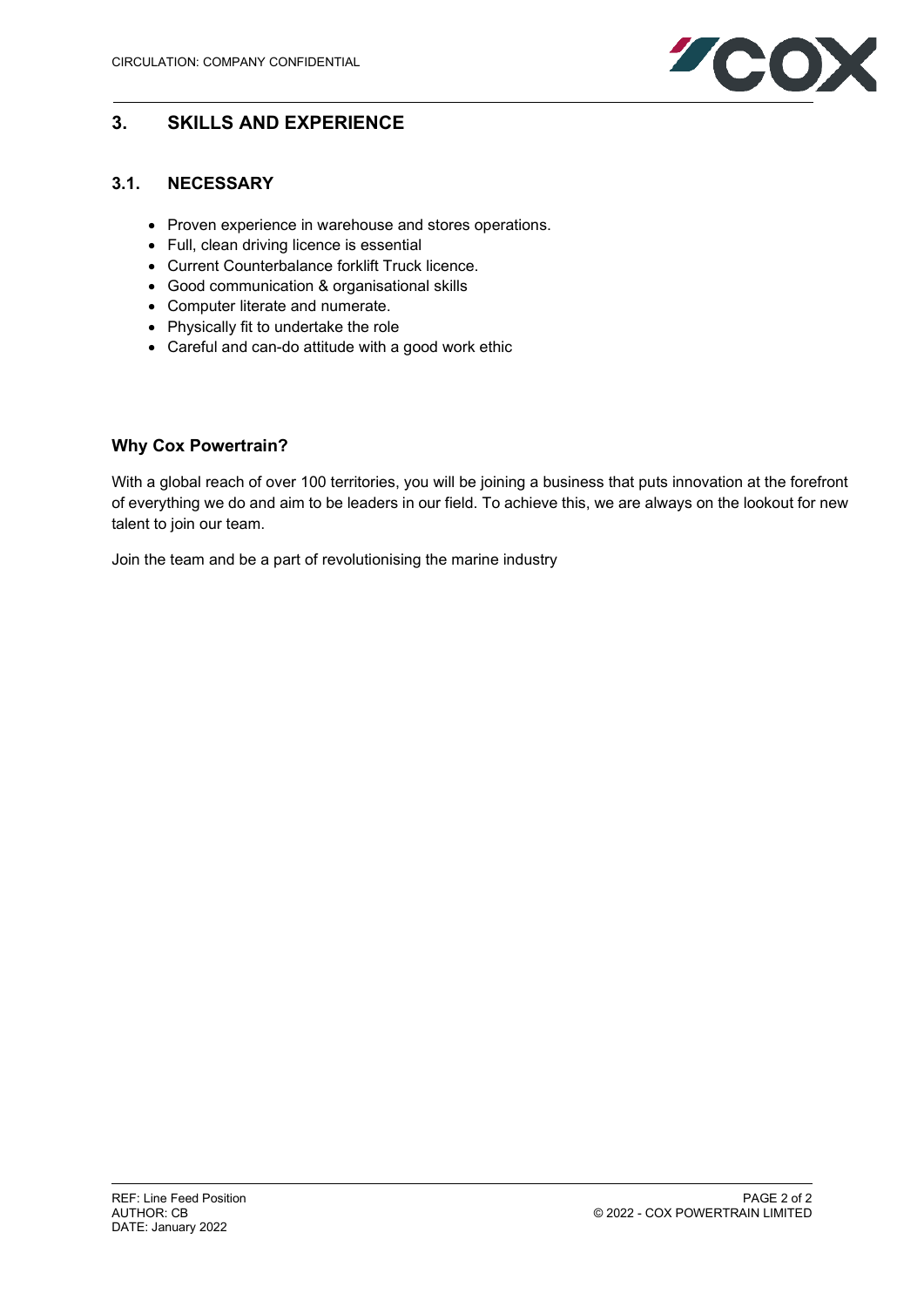## 3. SKILLS AND EXPERIENCE

### 3.1. NECESSARY

- Proven experience in warehouse and stores operations.
- Full, clean driving licence is essential
- Current Counterbalance forklift Truck licence.
- Good communication & organisational skills
- Computer literate and numerate.
- Physically fit to undertake the role
- Careful and can-do attitude with a good work ethic

### Why Cox Powertrain?

With a global reach of over 100 territories, you will be joining a business that puts innovation at the forefront of everything we do and aim to be leaders in our field. To achieve this, we are always on the lookout for new talent to join our team.

Join the team and be a part of revolutionising the marine industry